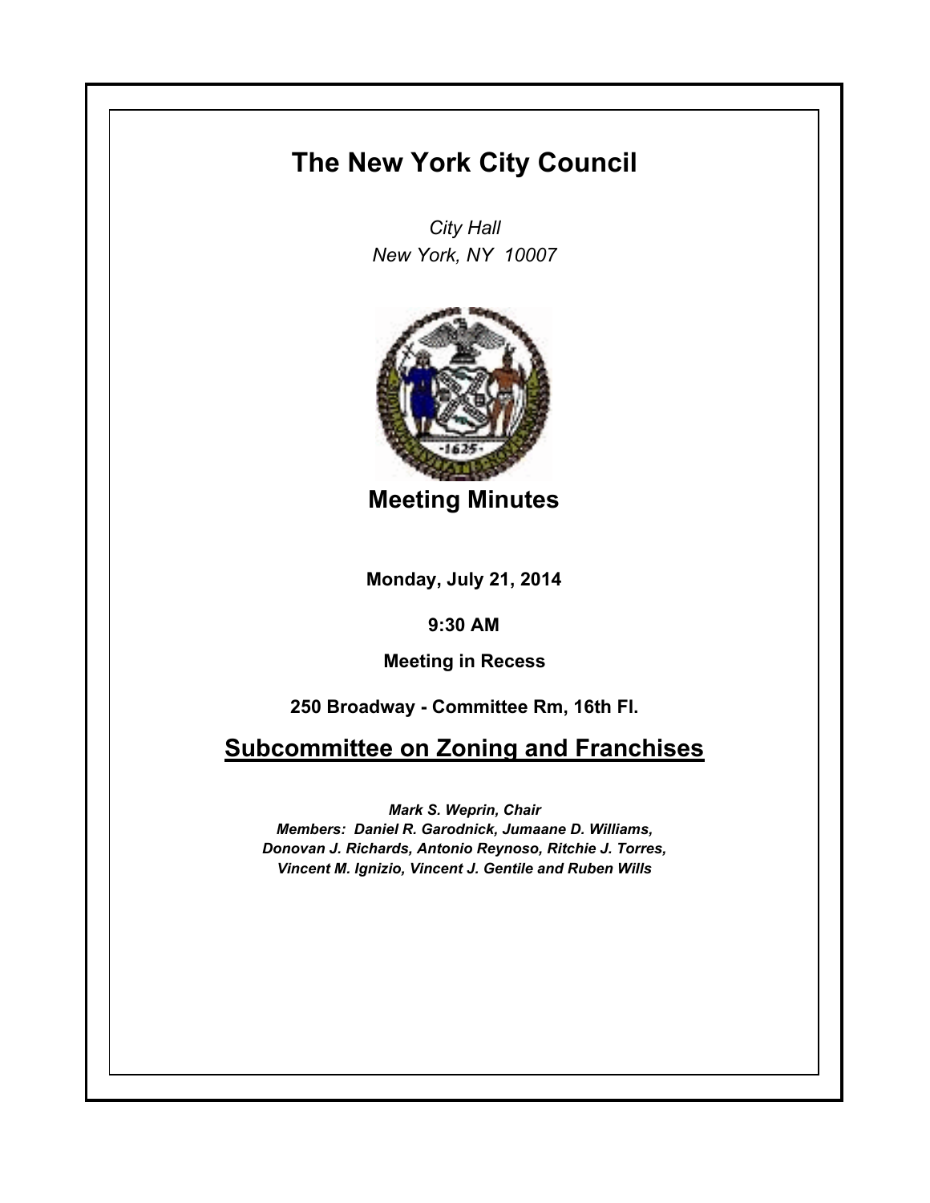# The New York City Council

*City Hall*
*New York, NY 10007*

## Meeting Minutes

**Monday, July 21, 2014**

**9:30 AM**

**Meeting in Recess**

**250 Broadway - Committee Rm, 16th Fl.**

## Subcommittee on Zoning and Franchises

***Mark S. Weprin, Chair***
***Members: Daniel R. Garodnick, Jumaane D. Williams, Donovan J. Richards, Antonio Reynoso, Ritchie J. Torres, Vincent M. Ignizio, Vincent J. Gentile and Ruben Wills***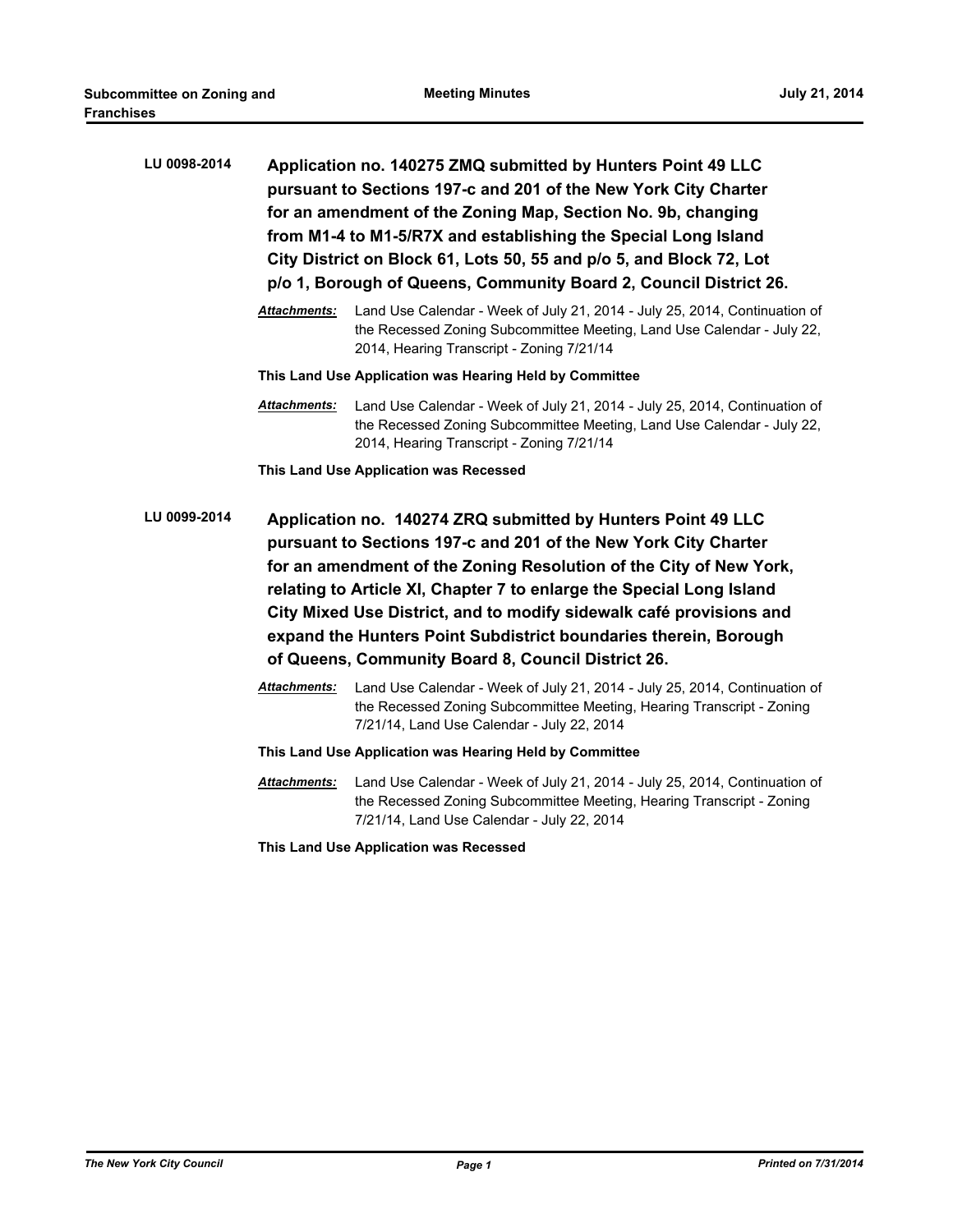**LU 0098-2014** **Application no. 140275 ZMQ submitted by Hunters Point 49 LLC pursuant to Sections 197-c and 201 of the New York City Charter for an amendment of the Zoning Map, Section No. 9b, changing from M1-4 to M1-5/R7X and establishing the Special Long Island City District on Block 61, Lots 50, 55 and p/o 5, and Block 72, Lot p/o 1, Borough of Queens, Community Board 2, Council District 26.**

***Attachments:*** Land Use Calendar - Week of July 21, 2014 - July 25, 2014, Continuation of the Recessed Zoning Subcommittee Meeting, Land Use Calendar - July 22, 2014, Hearing Transcript - Zoning 7/21/14

**This Land Use Application was Hearing Held by Committee**

***Attachments:*** Land Use Calendar - Week of July 21, 2014 - July 25, 2014, Continuation of the Recessed Zoning Subcommittee Meeting, Land Use Calendar - July 22, 2014, Hearing Transcript - Zoning 7/21/14

**This Land Use Application was Recessed**

**LU 0099-2014** **Application no. 140274 ZRQ submitted by Hunters Point 49 LLC pursuant to Sections 197-c and 201 of the New York City Charter for an amendment of the Zoning Resolution of the City of New York, relating to Article XI, Chapter 7 to enlarge the Special Long Island City Mixed Use District, and to modify sidewalk café provisions and expand the Hunters Point Subdistrict boundaries therein, Borough of Queens, Community Board 8, Council District 26.**

***Attachments:*** Land Use Calendar - Week of July 21, 2014 - July 25, 2014, Continuation of the Recessed Zoning Subcommittee Meeting, Hearing Transcript - Zoning 7/21/14, Land Use Calendar - July 22, 2014

**This Land Use Application was Hearing Held by Committee**

***Attachments:*** Land Use Calendar - Week of July 21, 2014 - July 25, 2014, Continuation of the Recessed Zoning Subcommittee Meeting, Hearing Transcript - Zoning 7/21/14, Land Use Calendar - July 22, 2014

**This Land Use Application was Recessed**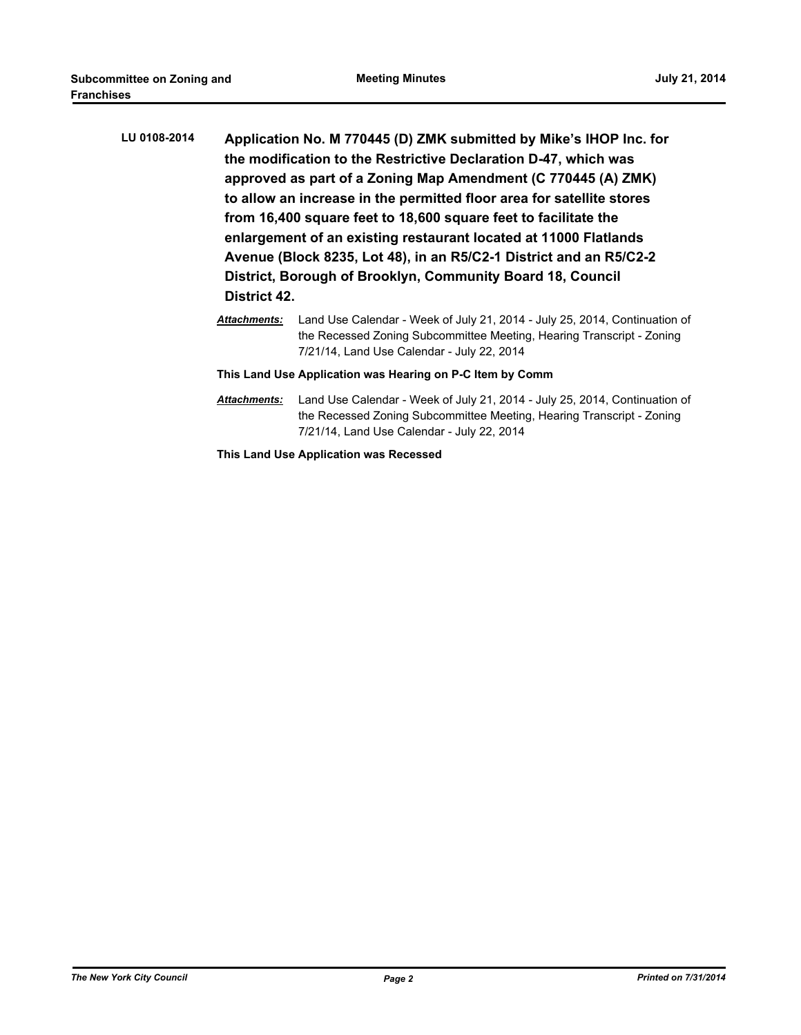**LU 0108-2014** **Application No. M 770445 (D) ZMK submitted by Mike's IHOP Inc. for the modification to the Restrictive Declaration D-47, which was approved as part of a Zoning Map Amendment (C 770445 (A) ZMK) to allow an increase in the permitted floor area for satellite stores from 16,400 square feet to 18,600 square feet to facilitate the enlargement of an existing restaurant located at 11000 Flatlands Avenue (Block 8235, Lot 48), in an R5/C2-1 District and an R5/C2-2 District, Borough of Brooklyn, Community Board 18, Council District 42.**

***Attachments:*** Land Use Calendar - Week of July 21, 2014 - July 25, 2014, Continuation of the Recessed Zoning Subcommittee Meeting, Hearing Transcript - Zoning 7/21/14, Land Use Calendar - July 22, 2014

**This Land Use Application was Hearing on P-C Item by Comm**

***Attachments:*** Land Use Calendar - Week of July 21, 2014 - July 25, 2014, Continuation of the Recessed Zoning Subcommittee Meeting, Hearing Transcript - Zoning 7/21/14, Land Use Calendar - July 22, 2014

**This Land Use Application was Recessed**